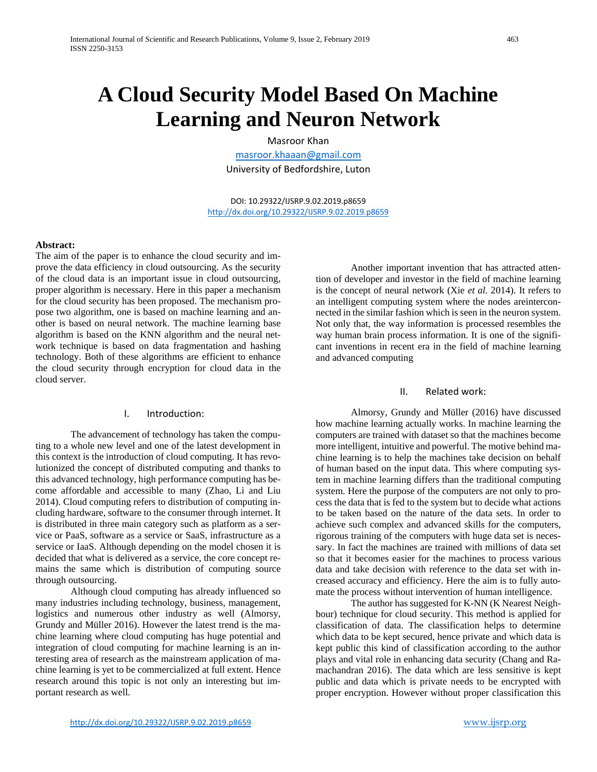# A Cloud Security Model Based On Machine Learning and Neuron Network

Masroor Khan

masroor.khaaan@gmail.com

University of Bedfordshire, Luton

DOI: 10.29322/IJSRP.9.02.2019.p8659
http://dx.doi.org/10.29322/IJSRP.9.02.2019.p8659

**Abstract:**
The aim of the paper is to enhance the cloud security and improve the data efficiency in cloud outsourcing. As the security of the cloud data is an important issue in cloud outsourcing, proper algorithm is necessary. Here in this paper a mechanism for the cloud security has been proposed. The mechanism propose two algorithm, one is based on machine learning and another is based on neural network. The machine learning base algorithm is based on the KNN algorithm and the neural network technique is based on data fragmentation and hashing technology. Both of these algorithms are efficient to enhance the cloud security through encryption for cloud data in the cloud server.

## I. Introduction:

The advancement of technology has taken the computing to a whole new level and one of the latest development in this context is the introduction of cloud computing. It has revolutionized the concept of distributed computing and thanks to this advanced technology, high performance computing has become affordable and accessible to many (Zhao, Li and Liu 2014). Cloud computing refers to distribution of computing including hardware, software to the consumer through internet. It is distributed in three main category such as platform as a service or PaaS, software as a service or SaaS, infrastructure as a service or IaaS. Although depending on the model chosen it is decided that what is delivered as a service, the core concept remains the same which is distribution of computing source through outsourcing.

Although cloud computing has already influenced so many industries including technology, business, management, logistics and numerous other industry as well (Almorsy, Grundy and Müller 2016). However the latest trend is the machine learning where cloud computing has huge potential and integration of cloud computing for machine learning is an interesting area of research as the mainstream application of machine learning is yet to be commercialized at full extent. Hence research around this topic is not only an interesting but important research as well.

Another important invention that has attracted attention of developer and investor in the field of machine learning is the concept of neural network (Xie *et al.* 2014). It refers to an intelligent computing system where the nodes areinterconnected in the similar fashion which is seen in the neuron system. Not only that, the way information is processed resembles the way human brain process information. It is one of the significant inventions in recent era in the field of machine learning and advanced computing

## II. Related work:

Almorsy, Grundy and Müller (2016) have discussed how machine learning actually works. In machine learning the computers are trained with dataset so that the machines become more intelligent, intuitive and powerful. The motive behind machine learning is to help the machines take decision on behalf of human based on the input data. This where computing system in machine learning differs than the traditional computing system. Here the purpose of the computers are not only to process the data that is fed to the system but to decide what actions to be taken based on the nature of the data sets. In order to achieve such complex and advanced skills for the computers, rigorous training of the computers with huge data set is necessary. In fact the machines are trained with millions of data set so that it becomes easier for the machines to process various data and take decision with reference to the data set with increased accuracy and efficiency. Here the aim is to fully automate the process without intervention of human intelligence.

The author has suggested for K-NN (K Nearest Neighbour) technique for cloud security. This method is applied for classification of data. The classification helps to determine which data to be kept secured, hence private and which data is kept public this kind of classification according to the author plays and vital role in enhancing data security (Chang and Ramachandran 2016). The data which are less sensitive is kept public and data which is private needs to be encrypted with proper encryption. However without proper classification this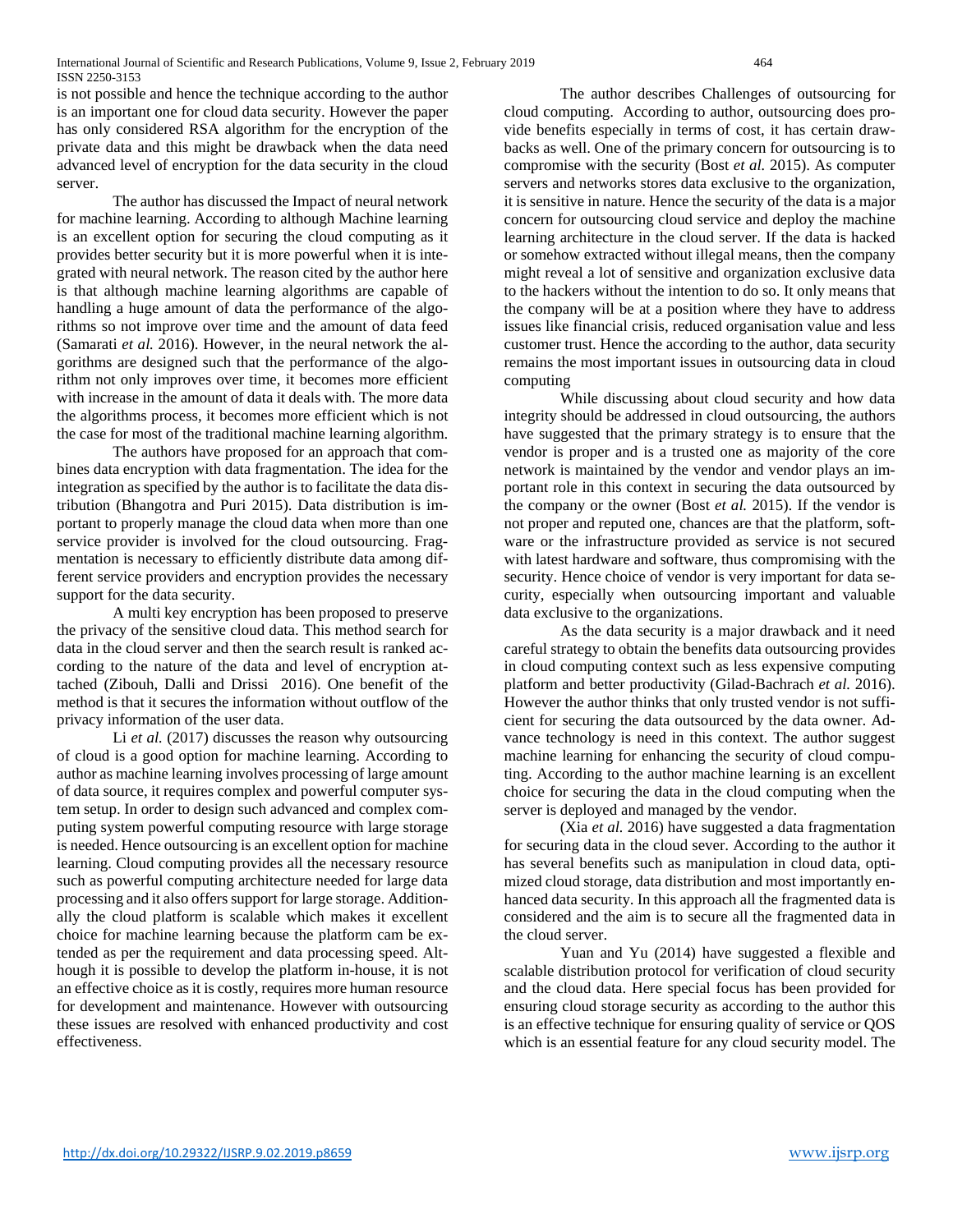is not possible and hence the technique according to the author is an important one for cloud data security. However the paper has only considered RSA algorithm for the encryption of the private data and this might be drawback when the data need advanced level of encryption for the data security in the cloud server.

The author has discussed the Impact of neural network for machine learning. According to although Machine learning is an excellent option for securing the cloud computing as it provides better security but it is more powerful when it is integrated with neural network. The reason cited by the author here is that although machine learning algorithms are capable of handling a huge amount of data the performance of the algorithms so not improve over time and the amount of data feed (Samarati *et al.* 2016). However, in the neural network the algorithms are designed such that the performance of the algorithm not only improves over time, it becomes more efficient with increase in the amount of data it deals with. The more data the algorithms process, it becomes more efficient which is not the case for most of the traditional machine learning algorithm.

The authors have proposed for an approach that combines data encryption with data fragmentation. The idea for the integration as specified by the author is to facilitate the data distribution (Bhangotra and Puri 2015). Data distribution is important to properly manage the cloud data when more than one service provider is involved for the cloud outsourcing. Fragmentation is necessary to efficiently distribute data among different service providers and encryption provides the necessary support for the data security.

A multi key encryption has been proposed to preserve the privacy of the sensitive cloud data. This method search for data in the cloud server and then the search result is ranked according to the nature of the data and level of encryption attached (Zibouh, Dalli and Drissi 2016). One benefit of the method is that it secures the information without outflow of the privacy information of the user data.

Li *et al.* (2017) discusses the reason why outsourcing of cloud is a good option for machine learning. According to author as machine learning involves processing of large amount of data source, it requires complex and powerful computer system setup. In order to design such advanced and complex computing system powerful computing resource with large storage is needed. Hence outsourcing is an excellent option for machine learning. Cloud computing provides all the necessary resource such as powerful computing architecture needed for large data processing and it also offers support for large storage. Additionally the cloud platform is scalable which makes it excellent choice for machine learning because the platform cam be extended as per the requirement and data processing speed. Although it is possible to develop the platform in-house, it is not an effective choice as it is costly, requires more human resource for development and maintenance. However with outsourcing these issues are resolved with enhanced productivity and cost effectiveness.

The author describes Challenges of outsourcing for cloud computing. According to author, outsourcing does provide benefits especially in terms of cost, it has certain drawbacks as well. One of the primary concern for outsourcing is to compromise with the security (Bost *et al.* 2015). As computer servers and networks stores data exclusive to the organization, it is sensitive in nature. Hence the security of the data is a major concern for outsourcing cloud service and deploy the machine learning architecture in the cloud server. If the data is hacked or somehow extracted without illegal means, then the company might reveal a lot of sensitive and organization exclusive data to the hackers without the intention to do so. It only means that the company will be at a position where they have to address issues like financial crisis, reduced organisation value and less customer trust. Hence the according to the author, data security remains the most important issues in outsourcing data in cloud computing

While discussing about cloud security and how data integrity should be addressed in cloud outsourcing, the authors have suggested that the primary strategy is to ensure that the vendor is proper and is a trusted one as majority of the core network is maintained by the vendor and vendor plays an important role in this context in securing the data outsourced by the company or the owner (Bost *et al.* 2015). If the vendor is not proper and reputed one, chances are that the platform, software or the infrastructure provided as service is not secured with latest hardware and software, thus compromising with the security. Hence choice of vendor is very important for data security, especially when outsourcing important and valuable data exclusive to the organizations.

As the data security is a major drawback and it need careful strategy to obtain the benefits data outsourcing provides in cloud computing context such as less expensive computing platform and better productivity (Gilad-Bachrach *et al.* 2016). However the author thinks that only trusted vendor is not sufficient for securing the data outsourced by the data owner. Advance technology is need in this context. The author suggest machine learning for enhancing the security of cloud computing. According to the author machine learning is an excellent choice for securing the data in the cloud computing when the server is deployed and managed by the vendor.

(Xia *et al.* 2016) have suggested a data fragmentation for securing data in the cloud sever. According to the author it has several benefits such as manipulation in cloud data, optimized cloud storage, data distribution and most importantly enhanced data security. In this approach all the fragmented data is considered and the aim is to secure all the fragmented data in the cloud server.

Yuan and Yu (2014) have suggested a flexible and scalable distribution protocol for verification of cloud security and the cloud data. Here special focus has been provided for ensuring cloud storage security as according to the author this is an effective technique for ensuring quality of service or QOS which is an essential feature for any cloud security model. The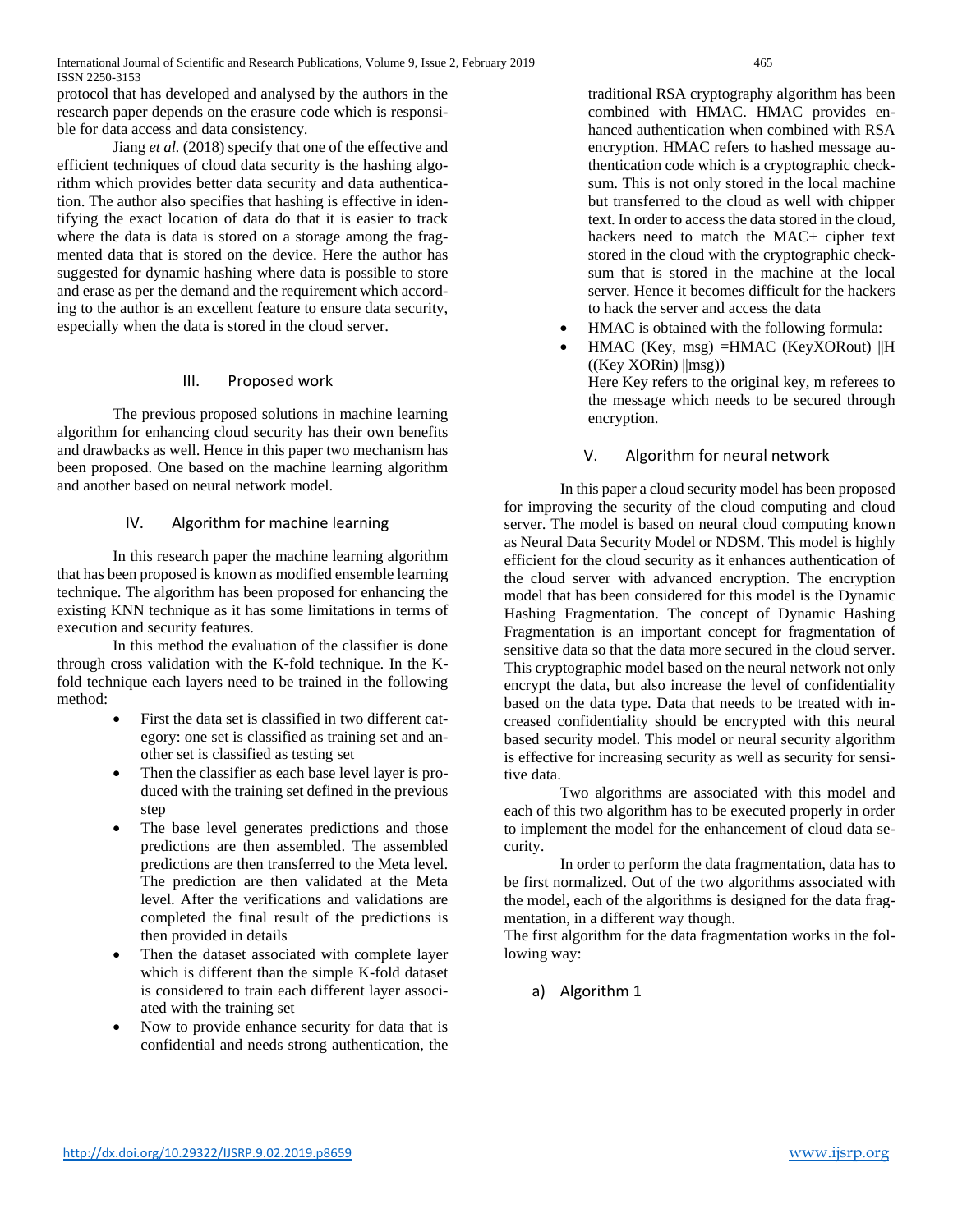protocol that has developed and analysed by the authors in the research paper depends on the erasure code which is responsible for data access and data consistency.

Jiang *et al.* (2018) specify that one of the effective and efficient techniques of cloud data security is the hashing algorithm which provides better data security and data authentication. The author also specifies that hashing is effective in identifying the exact location of data do that it is easier to track where the data is data is stored on a storage among the fragmented data that is stored on the device. Here the author has suggested for dynamic hashing where data is possible to store and erase as per the demand and the requirement which according to the author is an excellent feature to ensure data security, especially when the data is stored in the cloud server.

## III. Proposed work

The previous proposed solutions in machine learning algorithm for enhancing cloud security has their own benefits and drawbacks as well. Hence in this paper two mechanism has been proposed. One based on the machine learning algorithm and another based on neural network model.

## IV. Algorithm for machine learning

In this research paper the machine learning algorithm that has been proposed is known as modified ensemble learning technique. The algorithm has been proposed for enhancing the existing KNN technique as it has some limitations in terms of execution and security features.

In this method the evaluation of the classifier is done through cross validation with the K-fold technique. In the K-fold technique each layers need to be trained in the following method:

- First the data set is classified in two different category: one set is classified as training set and another set is classified as testing set
- Then the classifier as each base level layer is produced with the training set defined in the previous step
- The base level generates predictions and those predictions are then assembled. The assembled predictions are then transferred to the Meta level. The prediction are then validated at the Meta level. After the verifications and validations are completed the final result of the predictions is then provided in details
- Then the dataset associated with complete layer which is different than the simple K-fold dataset is considered to train each different layer associated with the training set
- Now to provide enhance security for data that is confidential and needs strong authentication, the traditional RSA cryptography algorithm has been combined with HMAC. HMAC provides enhanced authentication when combined with RSA encryption. HMAC refers to hashed message authentication code which is a cryptographic checksum. This is not only stored in the local machine but transferred to the cloud as well with chipper text. In order to access the data stored in the cloud, hackers need to match the MAC+ cipher text stored in the cloud with the cryptographic checksum that is stored in the machine at the local server. Hence it becomes difficult for the hackers to hack the server and access the data
- HMAC is obtained with the following formula:
- HMAC (Key, msg) =HMAC (KeyXORout) ||H ((Key XORin) ||msg))

  Here Key refers to the original key, m referees to the message which needs to be secured through encryption.

## V. Algorithm for neural network

In this paper a cloud security model has been proposed for improving the security of the cloud computing and cloud server. The model is based on neural cloud computing known as Neural Data Security Model or NDSM. This model is highly efficient for the cloud security as it enhances authentication of the cloud server with advanced encryption. The encryption model that has been considered for this model is the Dynamic Hashing Fragmentation. The concept of Dynamic Hashing Fragmentation is an important concept for fragmentation of sensitive data so that the data more secured in the cloud server. This cryptographic model based on the neural network not only encrypt the data, but also increase the level of confidentiality based on the data type. Data that needs to be treated with increased confidentiality should be encrypted with this neural based security model. This model or neural security algorithm is effective for increasing security as well as security for sensitive data.

Two algorithms are associated with this model and each of this two algorithm has to be executed properly in order to implement the model for the enhancement of cloud data security.

In order to perform the data fragmentation, data has to be first normalized. Out of the two algorithms associated with the model, each of the algorithms is designed for the data fragmentation, in a different way though.

The first algorithm for the data fragmentation works in the following way:

### a) Algorithm 1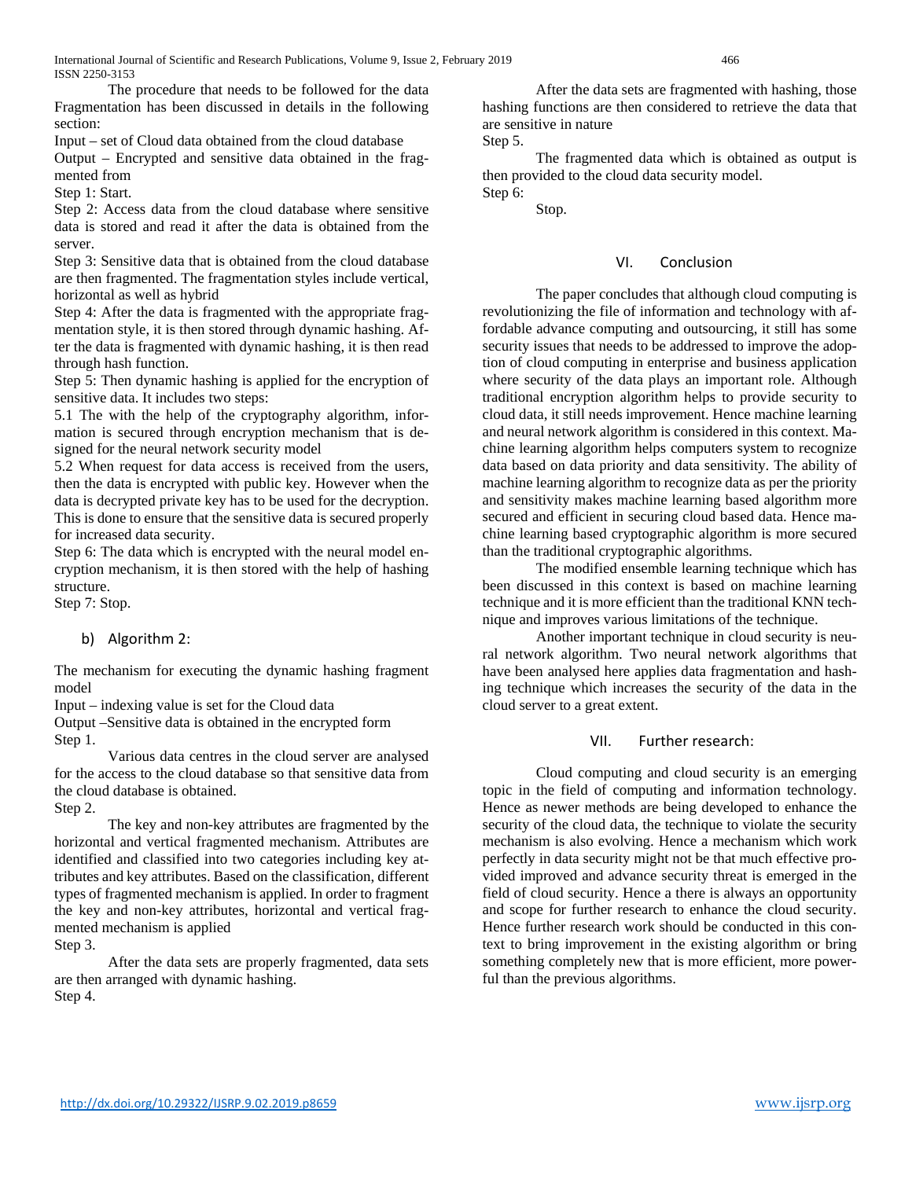The procedure that needs to be followed for the data Fragmentation has been discussed in details in the following section:

Input – set of Cloud data obtained from the cloud database

Output – Encrypted and sensitive data obtained in the fragmented from

Step 1: Start.

Step 2: Access data from the cloud database where sensitive data is stored and read it after the data is obtained from the server.

Step 3: Sensitive data that is obtained from the cloud database are then fragmented. The fragmentation styles include vertical, horizontal as well as hybrid

Step 4: After the data is fragmented with the appropriate fragmentation style, it is then stored through dynamic hashing. After the data is fragmented with dynamic hashing, it is then read through hash function.

Step 5: Then dynamic hashing is applied for the encryption of sensitive data. It includes two steps:

5.1 The with the help of the cryptography algorithm, information is secured through encryption mechanism that is designed for the neural network security model

5.2 When request for data access is received from the users, then the data is encrypted with public key. However when the data is decrypted private key has to be used for the decryption. This is done to ensure that the sensitive data is secured properly for increased data security.

Step 6: The data which is encrypted with the neural model encryption mechanism, it is then stored with the help of hashing structure.

Step 7: Stop.

### b) Algorithm 2:

The mechanism for executing the dynamic hashing fragment model

Input – indexing value is set for the Cloud data

Output –Sensitive data is obtained in the encrypted form

Step 1.

Various data centres in the cloud server are analysed for the access to the cloud database so that sensitive data from the cloud database is obtained.

Step 2.

The key and non-key attributes are fragmented by the horizontal and vertical fragmented mechanism. Attributes are identified and classified into two categories including key attributes and key attributes. Based on the classification, different types of fragmented mechanism is applied. In order to fragment the key and non-key attributes, horizontal and vertical fragmented mechanism is applied

Step 3.

After the data sets are properly fragmented, data sets are then arranged with dynamic hashing.

Step 4.

After the data sets are fragmented with hashing, those hashing functions are then considered to retrieve the data that are sensitive in nature

Step 5.

The fragmented data which is obtained as output is then provided to the cloud data security model.

Step 6:

Stop.

## VI. Conclusion

The paper concludes that although cloud computing is revolutionizing the file of information and technology with affordable advance computing and outsourcing, it still has some security issues that needs to be addressed to improve the adoption of cloud computing in enterprise and business application where security of the data plays an important role. Although traditional encryption algorithm helps to provide security to cloud data, it still needs improvement. Hence machine learning and neural network algorithm is considered in this context. Machine learning algorithm helps computers system to recognize data based on data priority and data sensitivity. The ability of machine learning algorithm to recognize data as per the priority and sensitivity makes machine learning based algorithm more secured and efficient in securing cloud based data. Hence machine learning based cryptographic algorithm is more secured than the traditional cryptographic algorithms.

The modified ensemble learning technique which has been discussed in this context is based on machine learning technique and it is more efficient than the traditional KNN technique and improves various limitations of the technique.

Another important technique in cloud security is neural network algorithm. Two neural network algorithms that have been analysed here applies data fragmentation and hashing technique which increases the security of the data in the cloud server to a great extent.

## VII. Further research:

Cloud computing and cloud security is an emerging topic in the field of computing and information technology. Hence as newer methods are being developed to enhance the security of the cloud data, the technique to violate the security mechanism is also evolving. Hence a mechanism which work perfectly in data security might not be that much effective provided improved and advance security threat is emerged in the field of cloud security. Hence a there is always an opportunity and scope for further research to enhance the cloud security. Hence further research work should be conducted in this context to bring improvement in the existing algorithm or bring something completely new that is more efficient, more powerful than the previous algorithms.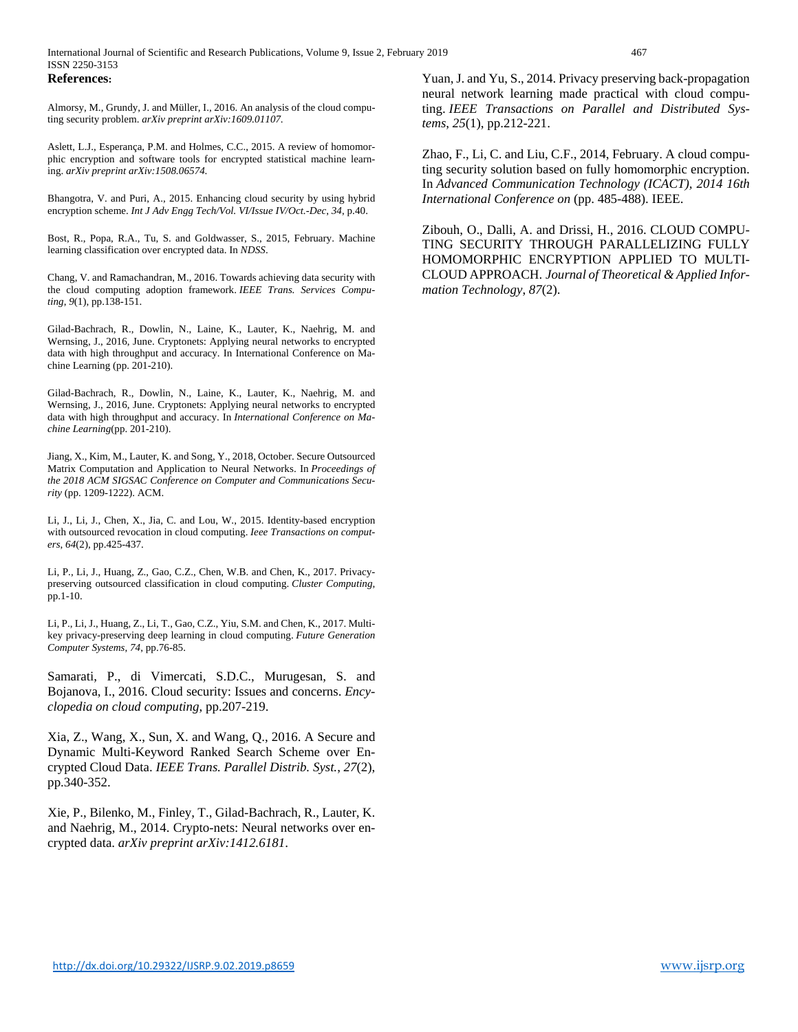## References:

Almorsy, M., Grundy, J. and Müller, I., 2016. An analysis of the cloud computing security problem. *arXiv preprint arXiv:1609.01107.*

Aslett, L.J., Esperança, P.M. and Holmes, C.C., 2015. A review of homomorphic encryption and software tools for encrypted statistical machine learning. *arXiv preprint arXiv:1508.06574.*

Bhangotra, V. and Puri, A., 2015. Enhancing cloud security by using hybrid encryption scheme. *Int J Adv Engg Tech/Vol. VI/Issue IV/Oct.-Dec*, *34*, p.40.

Bost, R., Popa, R.A., Tu, S. and Goldwasser, S., 2015, February. Machine learning classification over encrypted data. In *NDSS*.

Chang, V. and Ramachandran, M., 2016. Towards achieving data security with the cloud computing adoption framework. *IEEE Trans. Services Computing*, *9*(1), pp.138-151.

Gilad-Bachrach, R., Dowlin, N., Laine, K., Lauter, K., Naehrig, M. and Wernsing, J., 2016, June. Cryptonets: Applying neural networks to encrypted data with high throughput and accuracy. In International Conference on Machine Learning (pp. 201-210).

Gilad-Bachrach, R., Dowlin, N., Laine, K., Lauter, K., Naehrig, M. and Wernsing, J., 2016, June. Cryptonets: Applying neural networks to encrypted data with high throughput and accuracy. In *International Conference on Machine Learning*(pp. 201-210).

Jiang, X., Kim, M., Lauter, K. and Song, Y., 2018, October. Secure Outsourced Matrix Computation and Application to Neural Networks. In *Proceedings of the 2018 ACM SIGSAC Conference on Computer and Communications Security* (pp. 1209-1222). ACM.

Li, J., Li, J., Chen, X., Jia, C. and Lou, W., 2015. Identity-based encryption with outsourced revocation in cloud computing. *Ieee Transactions on computers*, *64*(2), pp.425-437.

Li, P., Li, J., Huang, Z., Gao, C.Z., Chen, W.B. and Chen, K., 2017. Privacy-preserving outsourced classification in cloud computing. *Cluster Computing*, pp.1-10.

Li, P., Li, J., Huang, Z., Li, T., Gao, C.Z., Yiu, S.M. and Chen, K., 2017. Multi-key privacy-preserving deep learning in cloud computing. *Future Generation Computer Systems*, *74*, pp.76-85.

Samarati, P., di Vimercati, S.D.C., Murugesan, S. and Bojanova, I., 2016. Cloud security: Issues and concerns. *Encyclopedia on cloud computing*, pp.207-219.

Xia, Z., Wang, X., Sun, X. and Wang, Q., 2016. A Secure and Dynamic Multi-Keyword Ranked Search Scheme over Encrypted Cloud Data. *IEEE Trans. Parallel Distrib. Syst.*, *27*(2), pp.340-352.

Xie, P., Bilenko, M., Finley, T., Gilad-Bachrach, R., Lauter, K. and Naehrig, M., 2014. Crypto-nets: Neural networks over encrypted data. *arXiv preprint arXiv:1412.6181*.

Yuan, J. and Yu, S., 2014. Privacy preserving back-propagation neural network learning made practical with cloud computing. *IEEE Transactions on Parallel and Distributed Systems*, *25*(1), pp.212-221.

Zhao, F., Li, C. and Liu, C.F., 2014, February. A cloud computing security solution based on fully homomorphic encryption. In *Advanced Communication Technology (ICACT), 2014 16th International Conference on* (pp. 485-488). IEEE.

Zibouh, O., Dalli, A. and Drissi, H., 2016. CLOUD COMPUTING SECURITY THROUGH PARALLELIZING FULLY HOMOMORPHIC ENCRYPTION APPLIED TO MULTI-CLOUD APPROACH. *Journal of Theoretical & Applied Information Technology*, *87*(2).